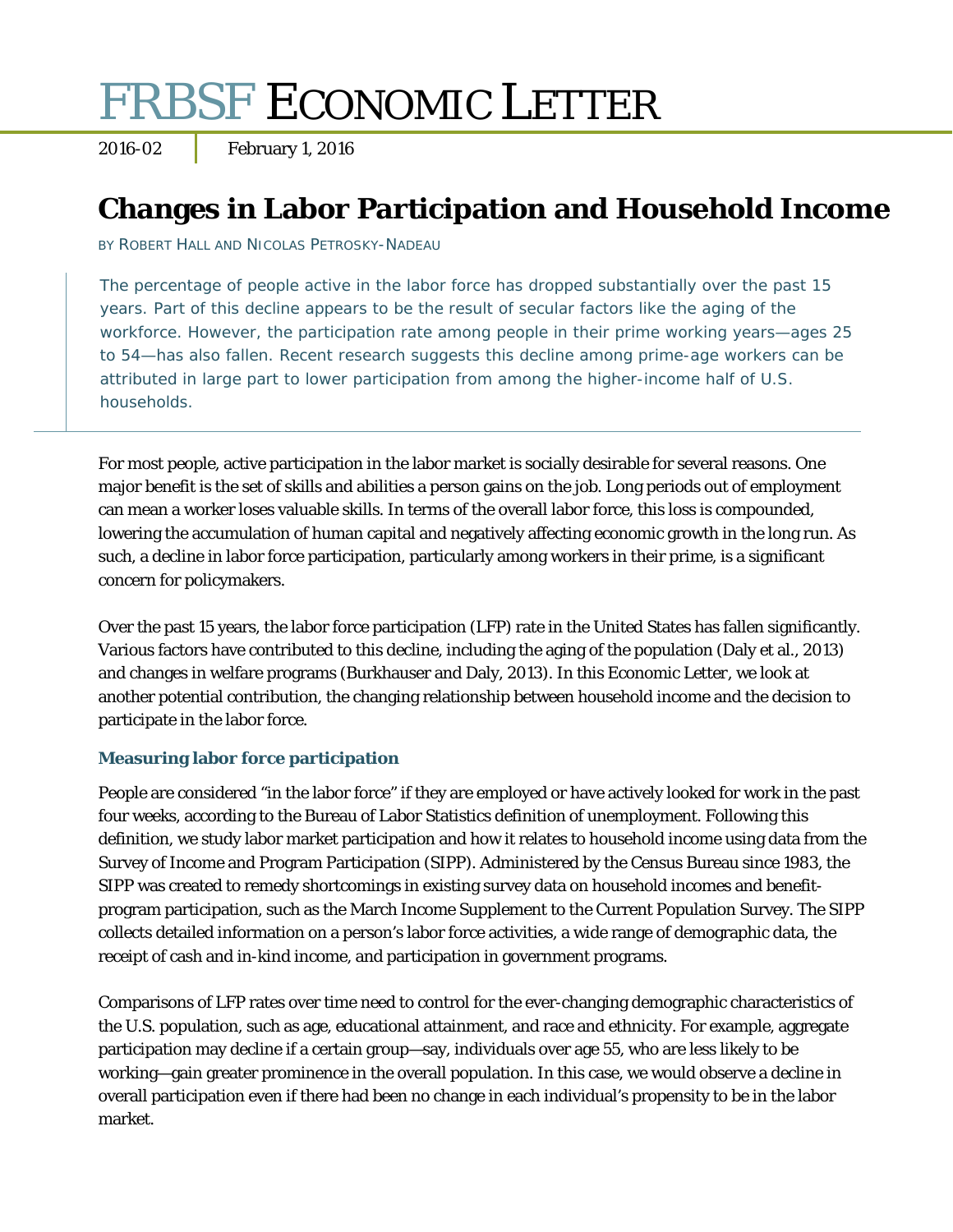# FRBSF ECONOMIC LETTER

2016-02 | February 1, 2016

## Changes in Labor Participation and Household Income

BY ROBERT HALL AND NICOLAS PETROSKY-NADEAU

The percentage of people active in the labor force has dropped substantially over the past 15 years. Part of this decline appears to be the result of secular factors like the aging of the workforce. However, the participation rate among people in their prime working years—ages 25 to 54—has also fallen. Recent research suggests this decline among prime-age workers can be attributed in large part to lower participation from among the higher-income half of U.S. households.

For most people, active participation in the labor market is socially desirable for several reasons. One major benefit is the set of skills and abilities a person gains on the job. Long periods out of employment can mean a worker loses valuable skills. In terms of the overall labor force, this loss is compounded, lowering the accumulation of human capital and negatively affecting economic growth in the long run. As such, a decline in labor force participation, particularly among workers in their prime, is a significant concern for policymakers.

Over the past 15 years, the labor force participation (LFP) rate in the United States has fallen significantly. Various factors have contributed to this decline, including the aging of the population (Daly et al., 2013) and changes in welfare programs (Burkhauser and Daly, 2013). In this Economic Letter, we look at another potential contribution, the changing relationship between household income and the decision to participate in the labor force.

### Measuring labor force participation

People are considered "in the labor force" if they are employed or have actively looked for work in the past four weeks, according to the Bureau of Labor Statistics definition of unemployment. Following this definition, we study labor market participation and how it relates to household income using data from the Survey of Income and Program Participation (SIPP). Administered by the Census Bureau since 1983, the SIPP was created to remedy shortcomings in existing survey data on household incomes and benefit-program participation, such as the March Income Supplement to the Current Population Survey. The SIPP collects detailed information on a person's labor force activities, a wide range of demographic data, the receipt of cash and in-kind income, and participation in government programs.

Comparisons of LFP rates over time need to control for the ever-changing demographic characteristics of the U.S. population, such as age, educational attainment, and race and ethnicity. For example, aggregate participation may decline if a certain group—say, individuals over age 55, who are less likely to be working—gain greater prominence in the overall population. In this case, we would observe a decline in overall participation even if there had been no change in each individual's propensity to be in the labor market.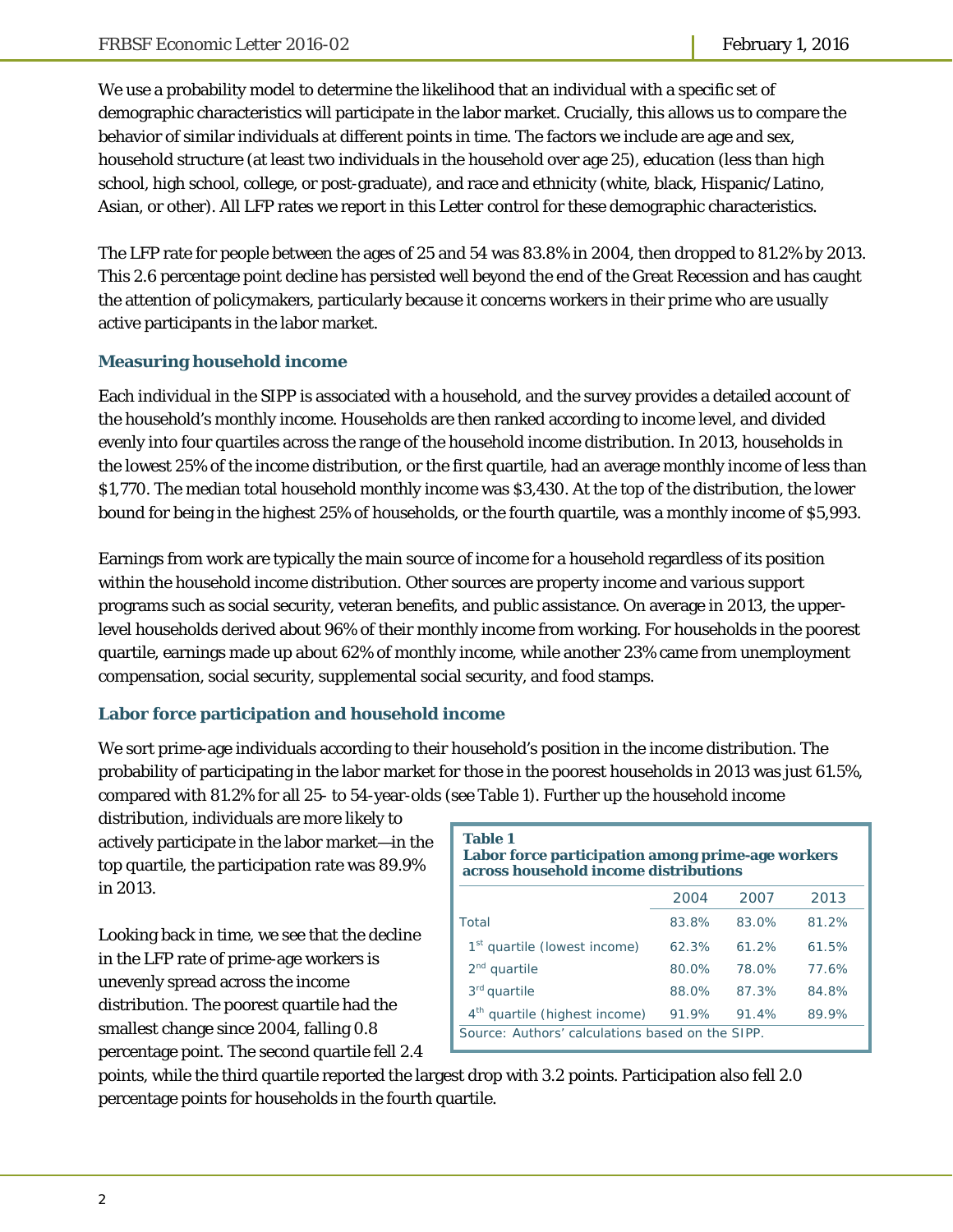We use a probability model to determine the likelihood that an individual with a specific set of demographic characteristics will participate in the labor market. Crucially, this allows us to compare the behavior of similar individuals at different points in time. The factors we include are age and sex, household structure (at least two individuals in the household over age 25), education (less than high school, high school, college, or post-graduate), and race and ethnicity (white, black, Hispanic/Latino, Asian, or other). All LFP rates we report in this Letter control for these demographic characteristics.

The LFP rate for people between the ages of 25 and 54 was 83.8% in 2004, then dropped to 81.2% by 2013. This 2.6 percentage point decline has persisted well beyond the end of the Great Recession and has caught the attention of policymakers, particularly because it concerns workers in their prime who are usually active participants in the labor market.

### Measuring household income

Each individual in the SIPP is associated with a household, and the survey provides a detailed account of the household's monthly income. Households are then ranked according to income level, and divided evenly into four quartiles across the range of the household income distribution. In 2013, households in the lowest 25% of the income distribution, or the first quartile, had an average monthly income of less than $1,770. The median total household monthly income was $3,430. At the top of the distribution, the lower bound for being in the highest 25% of households, or the fourth quartile, was a monthly income of $5,993.

Earnings from work are typically the main source of income for a household regardless of its position within the household income distribution. Other sources are property income and various support programs such as social security, veteran benefits, and public assistance. On average in 2013, the upper-level households derived about 96% of their monthly income from working. For households in the poorest quartile, earnings made up about 62% of monthly income, while another 23% came from unemployment compensation, social security, supplemental social security, and food stamps.

### Labor force participation and household income

We sort prime-age individuals according to their household's position in the income distribution. The probability of participating in the labor market for those in the poorest households in 2013 was just 61.5%, compared with 81.2% for all 25- to 54-year-olds (see Table 1). Further up the household income distribution, individuals are more likely to actively participate in the labor market—in the top quartile, the participation rate was 89.9% in 2013.

**Table 1**
**Labor force participation among prime-age workers across household income distributions**

| | 2004 | 2007 | 2013 |
|---|---|---|---|
| Total | 83.8% | 83.0% | 81.2% |
| 1st quartile (lowest income) | 62.3% | 61.2% | 61.5% |
| 2nd quartile | 80.0% | 78.0% | 77.6% |
| 3rd quartile | 88.0% | 87.3% | 84.8% |
| 4th quartile (highest income) | 91.9% | 91.4% | 89.9% |

Source: Authors' calculations based on the SIPP.

Looking back in time, we see that the decline in the LFP rate of prime-age workers is unevenly spread across the income distribution. The poorest quartile had the smallest change since 2004, falling 0.8 percentage point. The second quartile fell 2.4 points, while the third quartile reported the largest drop with 3.2 points. Participation also fell 2.0 percentage points for households in the fourth quartile.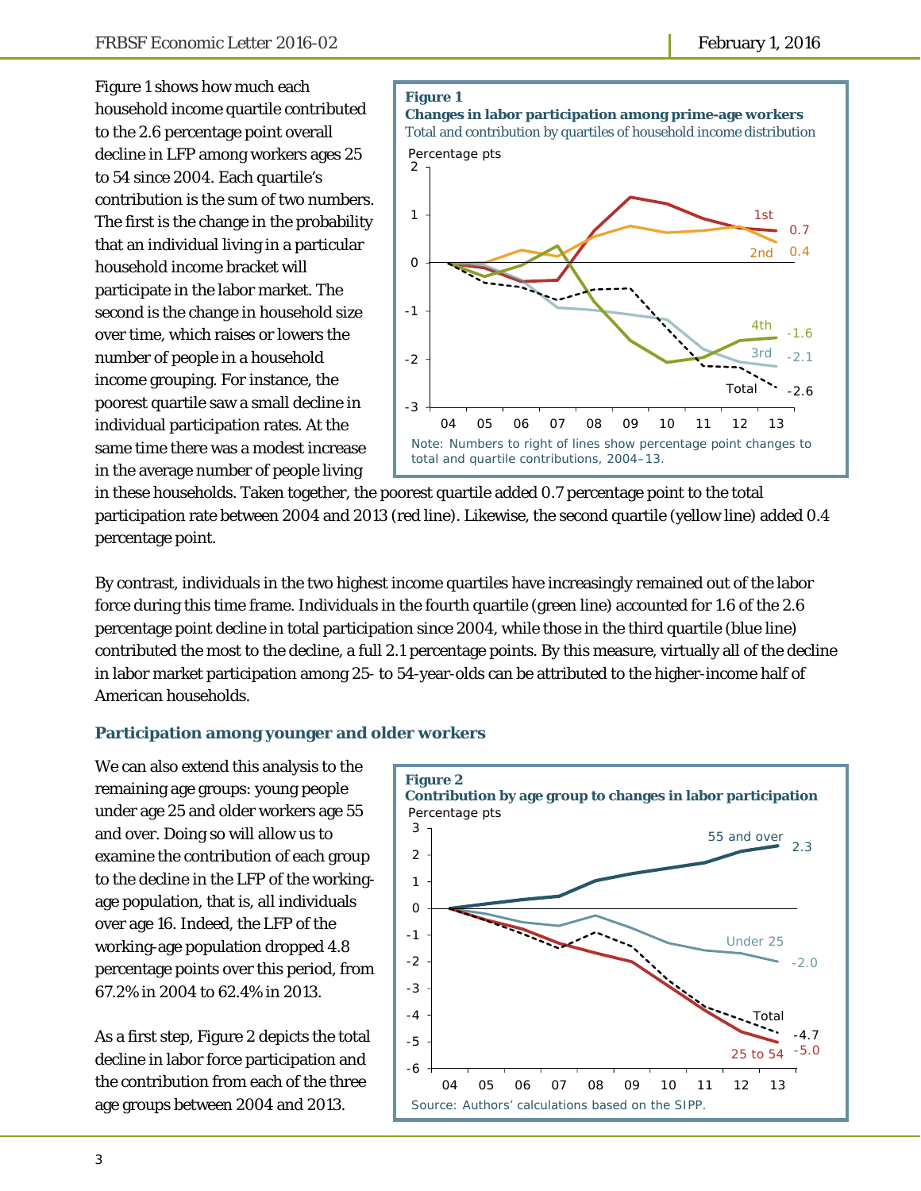Figure 1 shows how much each household income quartile contributed to the 2.6 percentage point overall decline in LFP among workers ages 25 to 54 since 2004. Each quartile's contribution is the sum of two numbers. The first is the change in the probability that an individual living in a particular household income bracket will participate in the labor market. The second is the change in household size over time, which raises or lowers the number of people in a household income grouping. For instance, the poorest quartile saw a small decline in individual participation rates. At the same time there was a modest increase in the average number of people living in these households. Taken together, the poorest quartile added 0.7 percentage point to the total participation rate between 2004 and 2013 (red line). Likewise, the second quartile (yellow line) added 0.4 percentage point.

**Figure 1**
**Changes in labor participation among prime-age workers**
Total and contribution by quartiles of household income distribution

Note: Numbers to right of lines show percentage point changes to total and quartile contributions, 2004–13.

By contrast, individuals in the two highest income quartiles have increasingly remained out of the labor force during this time frame. Individuals in the fourth quartile (green line) accounted for 1.6 of the 2.6 percentage point decline in total participation since 2004, while those in the third quartile (blue line) contributed the most to the decline, a full 2.1 percentage points. By this measure, virtually all of the decline in labor market participation among 25- to 54-year-olds can be attributed to the higher-income half of American households.

### Participation among younger and older workers

We can also extend this analysis to the remaining age groups: young people under age 25 and older workers age 55 and over. Doing so will allow us to examine the contribution of each group to the decline in the LFP of the working-age population, that is, all individuals over age 16. Indeed, the LFP of the working-age population dropped 4.8 percentage points over this period, from 67.2% in 2004 to 62.4% in 2013.

As a first step, Figure 2 depicts the total decline in labor force participation and the contribution from each of the three age groups between 2004 and 2013.

**Figure 2**
**Contribution by age group to changes in labor participation**

Source: Authors' calculations based on the SIPP.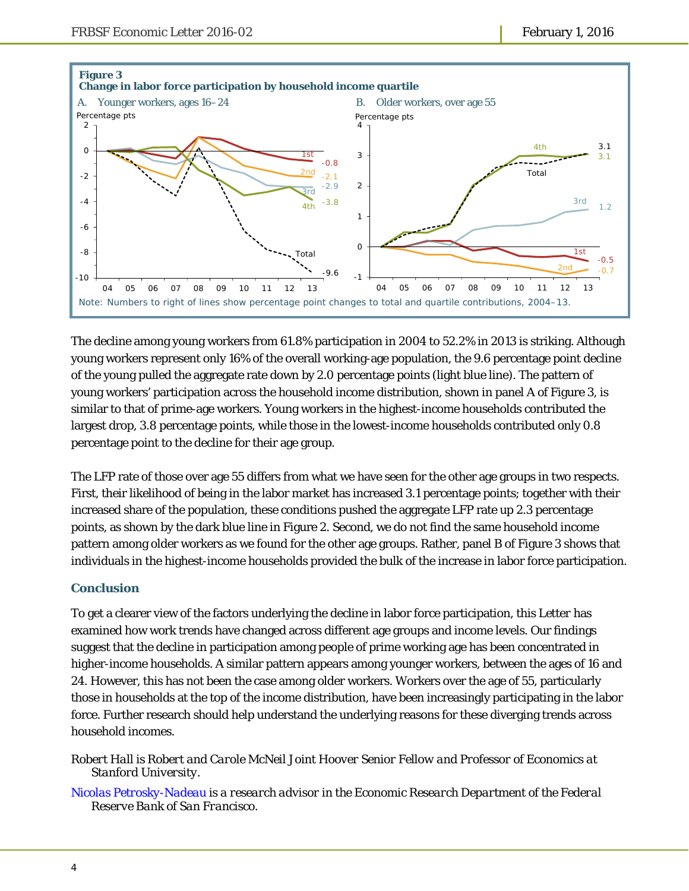**Figure 3**
**Change in labor force participation by household income quartile**

A. Younger workers, ages 16–24

B. Older workers, over age 55

Note: Numbers to right of lines show percentage point changes to total and quartile contributions, 2004–13.

The decline among young workers from 61.8% participation in 2004 to 52.2% in 2013 is striking. Although young workers represent only 16% of the overall working-age population, the 9.6 percentage point decline of the young pulled the aggregate rate down by 2.0 percentage points (light blue line). The pattern of young workers' participation across the household income distribution, shown in panel A of Figure 3, is similar to that of prime-age workers. Young workers in the highest-income households contributed the largest drop, 3.8 percentage points, while those in the lowest-income households contributed only 0.8 percentage point to the decline for their age group.

The LFP rate of those over age 55 differs from what we have seen for the other age groups in two respects. First, their likelihood of being in the labor market has increased 3.1 percentage points; together with their increased share of the population, these conditions pushed the aggregate LFP rate up 2.3 percentage points, as shown by the dark blue line in Figure 2. Second, we do not find the same household income pattern among older workers as we found for the other age groups. Rather, panel B of Figure 3 shows that individuals in the highest-income households provided the bulk of the increase in labor force participation.

## Conclusion

To get a clearer view of the factors underlying the decline in labor force participation, this Letter has examined how work trends have changed across different age groups and income levels. Our findings suggest that the decline in participation among people of prime working age has been concentrated in higher-income households. A similar pattern appears among younger workers, between the ages of 16 and 24. However, this has not been the case among older workers. Workers over the age of 55, particularly those in households at the top of the income distribution, have been increasingly participating in the labor force. Further research should help understand the underlying reasons for these diverging trends across household incomes.

*Robert Hall is Robert and Carole McNeil Joint Hoover Senior Fellow and Professor of Economics at Stanford University.*

*Nicolas Petrosky-Nadeau is a research advisor in the Economic Research Department of the Federal Reserve Bank of San Francisco.*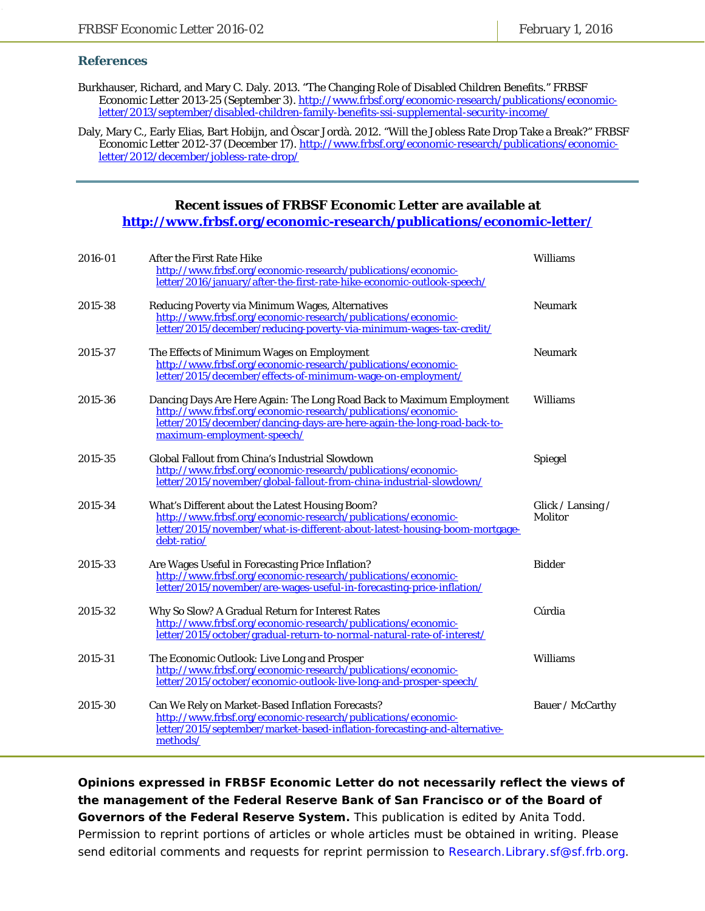### References

Burkhauser, Richard, and Mary C. Daly. 2013. "The Changing Role of Disabled Children Benefits." FRBSF Economic Letter 2013-25 (September 3). http://www.frbsf.org/economic-research/publications/economic-letter/2013/september/disabled-children-family-benefits-ssi-supplemental-security-income/

Daly, Mary C., Early Elias, Bart Hobijn, and Òscar Jordà. 2012. "Will the Jobless Rate Drop Take a Break?" FRBSF Economic Letter 2012-37 (December 17). http://www.frbsf.org/economic-research/publications/economic-letter/2012/december/jobless-rate-drop/

---

**Recent issues of FRBSF Economic Letter are available at**
**http://www.frbsf.org/economic-research/publications/economic-letter/**

| | | |
|---|---|---|
| 2016-01 | After the First Rate Hike http://www.frbsf.org/economic-research/publications/economic-letter/2016/january/after-the-first-rate-hike-economic-outlook-speech/ | Williams |
| 2015-38 | Reducing Poverty via Minimum Wages, Alternatives http://www.frbsf.org/economic-research/publications/economic-letter/2015/december/reducing-poverty-via-minimum-wages-tax-credit/ | Neumark |
| 2015-37 | The Effects of Minimum Wages on Employment http://www.frbsf.org/economic-research/publications/economic-letter/2015/december/effects-of-minimum-wage-on-employment/ | Neumark |
| 2015-36 | Dancing Days Are Here Again: The Long Road Back to Maximum Employment http://www.frbsf.org/economic-research/publications/economic-letter/2015/december/dancing-days-are-here-again-the-long-road-back-to-maximum-employment-speech/ | Williams |
| 2015-35 | Global Fallout from China's Industrial Slowdown http://www.frbsf.org/economic-research/publications/economic-letter/2015/november/global-fallout-from-china-industrial-slowdown/ | Spiegel |
| 2015-34 | What's Different about the Latest Housing Boom? http://www.frbsf.org/economic-research/publications/economic-letter/2015/november/what-is-different-about-latest-housing-boom-mortgage-debt-ratio/ | Glick / Lansing / Molitor |
| 2015-33 | Are Wages Useful in Forecasting Price Inflation? http://www.frbsf.org/economic-research/publications/economic-letter/2015/november/are-wages-useful-in-forecasting-price-inflation/ | Bidder |
| 2015-32 | Why So Slow? A Gradual Return for Interest Rates http://www.frbsf.org/economic-research/publications/economic-letter/2015/october/gradual-return-to-normal-natural-rate-of-interest/ | Cúrdia |
| 2015-31 | The Economic Outlook: Live Long and Prosper http://www.frbsf.org/economic-research/publications/economic-letter/2015/october/economic-outlook-live-long-and-prosper-speech/ | Williams |
| 2015-30 | Can We Rely on Market-Based Inflation Forecasts? http://www.frbsf.org/economic-research/publications/economic-letter/2015/september/market-based-inflation-forecasting-and-alternative-methods/ | Bauer / McCarthy |

---

**Opinions expressed in FRBSF Economic Letter do not necessarily reflect the views of the management of the Federal Reserve Bank of San Francisco or of the Board of Governors of the Federal Reserve System.** This publication is edited by Anita Todd. Permission to reprint portions of articles or whole articles must be obtained in writing. Please send editorial comments and requests for reprint permission to Research.Library.sf@sf.frb.org.